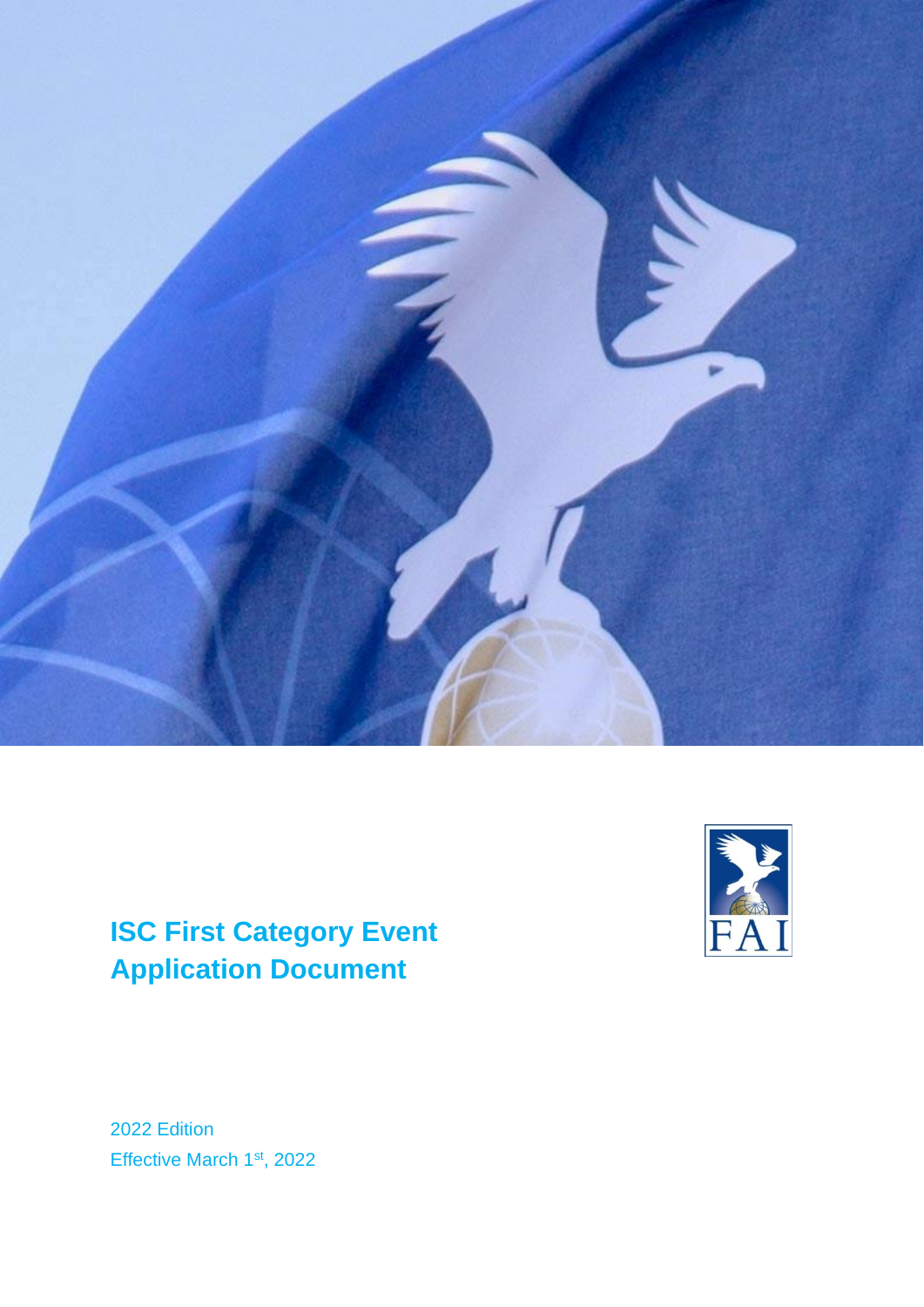# ISC First Category Event Application Document

2022 Edition

Effective March 1st, 2022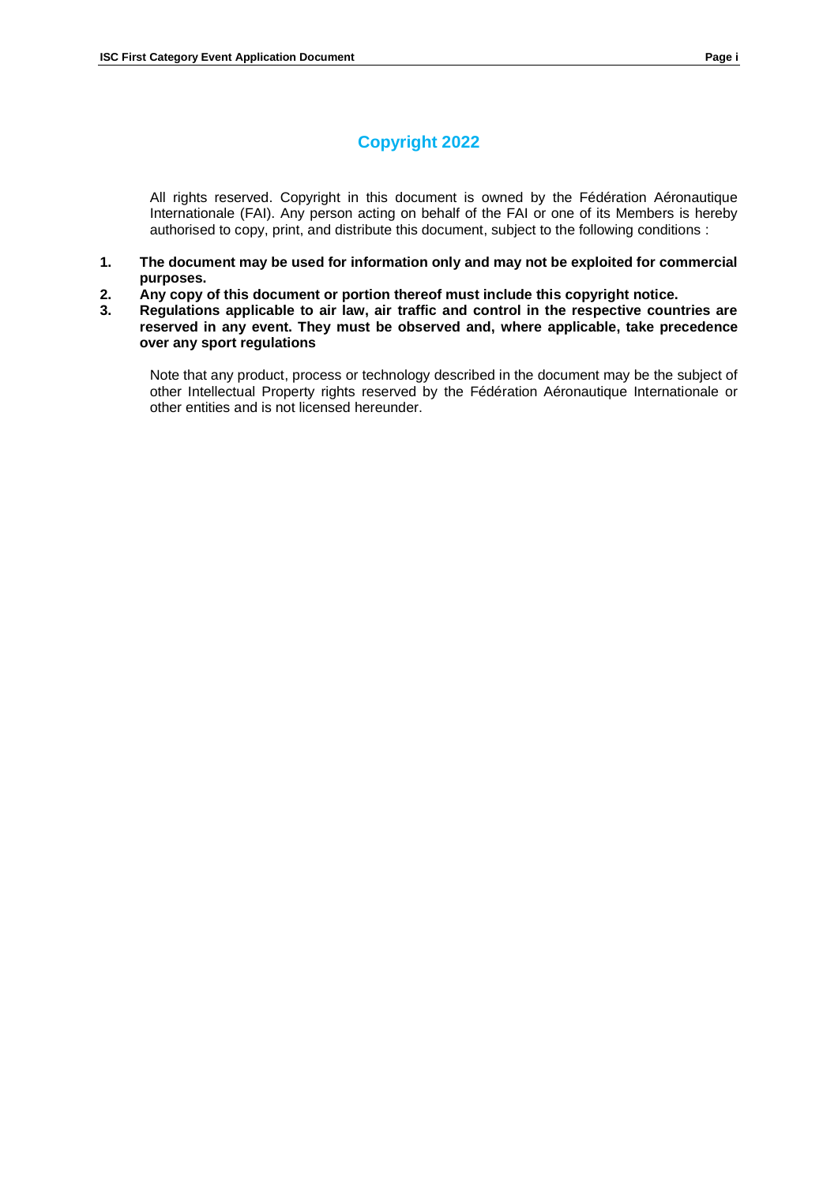## Copyright 2022

All rights reserved. Copyright in this document is owned by the Fédération Aéronautique Internationale (FAI). Any person acting on behalf of the FAI or one of its Members is hereby authorised to copy, print, and distribute this document, subject to the following conditions :

1. **The document may be used for information only and may not be exploited for commercial purposes.**
2. **Any copy of this document or portion thereof must include this copyright notice.**
3. **Regulations applicable to air law, air traffic and control in the respective countries are reserved in any event. They must be observed and, where applicable, take precedence over any sport regulations**

Note that any product, process or technology described in the document may be the subject of other Intellectual Property rights reserved by the Fédération Aéronautique Internationale or other entities and is not licensed hereunder.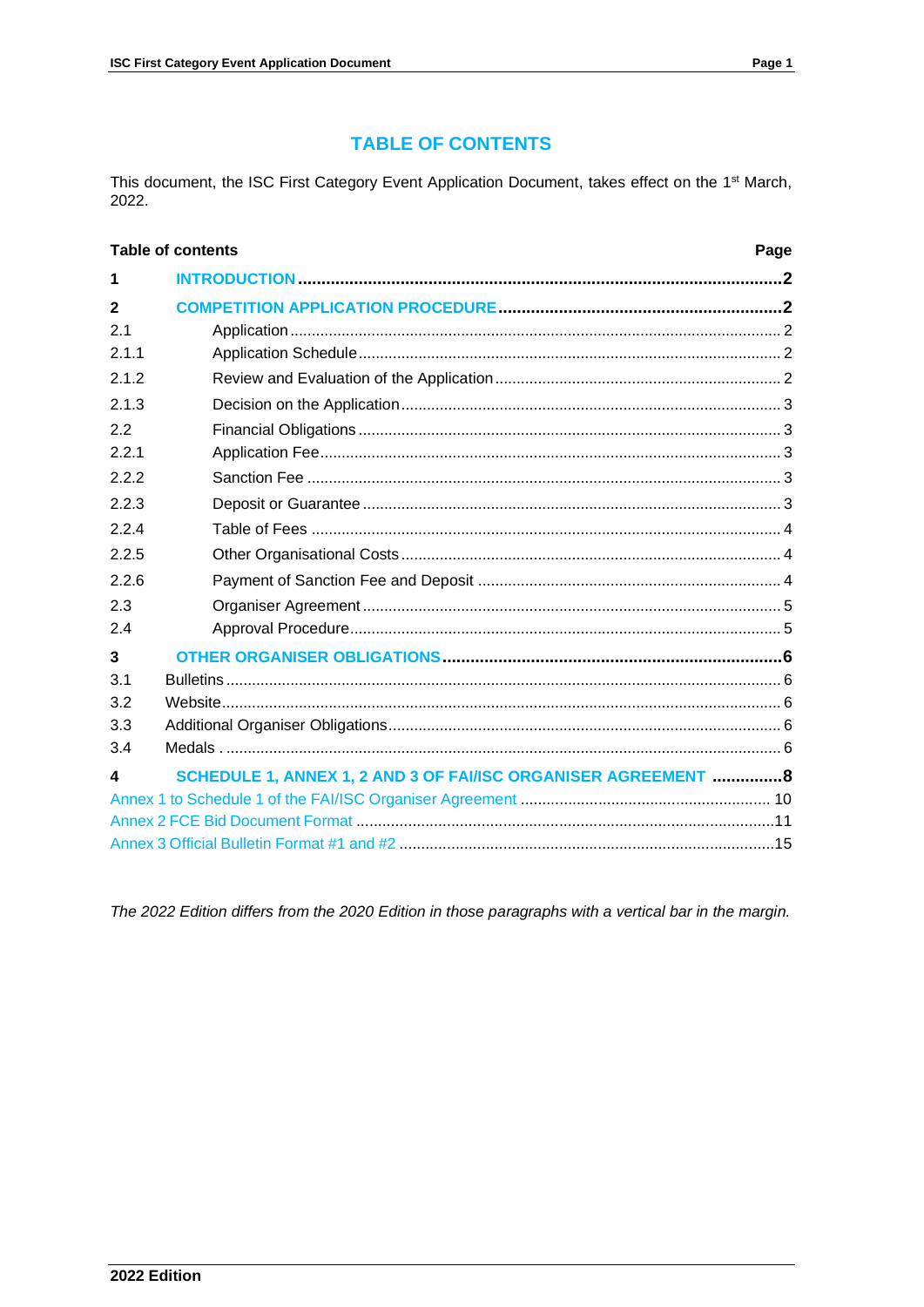# TABLE OF CONTENTS

This document, the ISC First Category Event Application Document, takes effect on the 1st March, 2022.

| Table of contents | | Page |
|---|---|---|
| **1** | **INTRODUCTION** | **2** |
| **2** | **COMPETITION APPLICATION PROCEDURE** | **2** |
| 2.1 | Application | 2 |
| 2.1.1 | Application Schedule | 2 |
| 2.1.2 | Review and Evaluation of the Application | 2 |
| 2.1.3 | Decision on the Application | 3 |
| 2.2 | Financial Obligations | 3 |
| 2.2.1 | Application Fee | 3 |
| 2.2.2 | Sanction Fee | 3 |
| 2.2.3 | Deposit or Guarantee | 3 |
| 2.2.4 | Table of Fees | 4 |
| 2.2.5 | Other Organisational Costs | 4 |
| 2.2.6 | Payment of Sanction Fee and Deposit | 4 |
| 2.3 | Organiser Agreement | 5 |
| 2.4 | Approval Procedure | 5 |
| **3** | **OTHER ORGANISER OBLIGATIONS** | **6** |
| 3.1 | Bulletins | 6 |
| 3.2 | Website | 6 |
| 3.3 | Additional Organiser Obligations | 6 |
| 3.4 | Medals . | 6 |
| **4** | **SCHEDULE 1, ANNEX 1, 2 AND 3 OF FAI/ISC ORGANISER AGREEMENT** | **8** |
| Annex 1 to Schedule 1 of the FAI/ISC Organiser Agreement | | 10 |
| Annex 2 FCE Bid Document Format | | 11 |
| Annex 3 Official Bulletin Format #1 and #2 | | 15 |

*The 2022 Edition differs from the 2020 Edition in those paragraphs with a vertical bar in the margin.*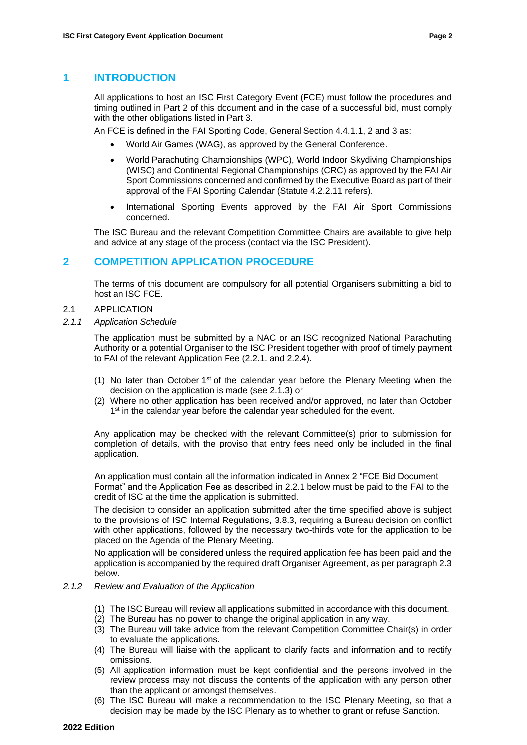# 1 INTRODUCTION

All applications to host an ISC First Category Event (FCE) must follow the procedures and timing outlined in Part 2 of this document and in the case of a successful bid, must comply with the other obligations listed in Part 3.

An FCE is defined in the FAI Sporting Code, General Section 4.4.1.1, 2 and 3 as:

- World Air Games (WAG), as approved by the General Conference.
- World Parachuting Championships (WPC), World Indoor Skydiving Championships (WISC) and Continental Regional Championships (CRC) as approved by the FAI Air Sport Commissions concerned and confirmed by the Executive Board as part of their approval of the FAI Sporting Calendar (Statute 4.2.2.11 refers).
- International Sporting Events approved by the FAI Air Sport Commissions concerned.

The ISC Bureau and the relevant Competition Committee Chairs are available to give help and advice at any stage of the process (contact via the ISC President).

# 2 COMPETITION APPLICATION PROCEDURE

The terms of this document are compulsory for all potential Organisers submitting a bid to host an ISC FCE.

## 2.1 APPLICATION

### *2.1.1 Application Schedule*

The application must be submitted by a NAC or an ISC recognized National Parachuting Authority or a potential Organiser to the ISC President together with proof of timely payment to FAI of the relevant Application Fee (2.2.1. and 2.2.4).

(1) No later than October 1st of the calendar year before the Plenary Meeting when the decision on the application is made (see 2.1.3) or

(2) Where no other application has been received and/or approved, no later than October 1st in the calendar year before the calendar year scheduled for the event.

Any application may be checked with the relevant Committee(s) prior to submission for completion of details, with the proviso that entry fees need only be included in the final application.

An application must contain all the information indicated in Annex 2 "FCE Bid Document Format" and the Application Fee as described in 2.2.1 below must be paid to the FAI to the credit of ISC at the time the application is submitted.

The decision to consider an application submitted after the time specified above is subject to the provisions of ISC Internal Regulations, 3.8.3, requiring a Bureau decision on conflict with other applications, followed by the necessary two-thirds vote for the application to be placed on the Agenda of the Plenary Meeting.

No application will be considered unless the required application fee has been paid and the application is accompanied by the required draft Organiser Agreement, as per paragraph 2.3 below.

### *2.1.2 Review and Evaluation of the Application*

(1) The ISC Bureau will review all applications submitted in accordance with this document.

(2) The Bureau has no power to change the original application in any way.

(3) The Bureau will take advice from the relevant Competition Committee Chair(s) in order to evaluate the applications.

(4) The Bureau will liaise with the applicant to clarify facts and information and to rectify omissions.

(5) All application information must be kept confidential and the persons involved in the review process may not discuss the contents of the application with any person other than the applicant or amongst themselves.

(6) The ISC Bureau will make a recommendation to the ISC Plenary Meeting, so that a decision may be made by the ISC Plenary as to whether to grant or refuse Sanction.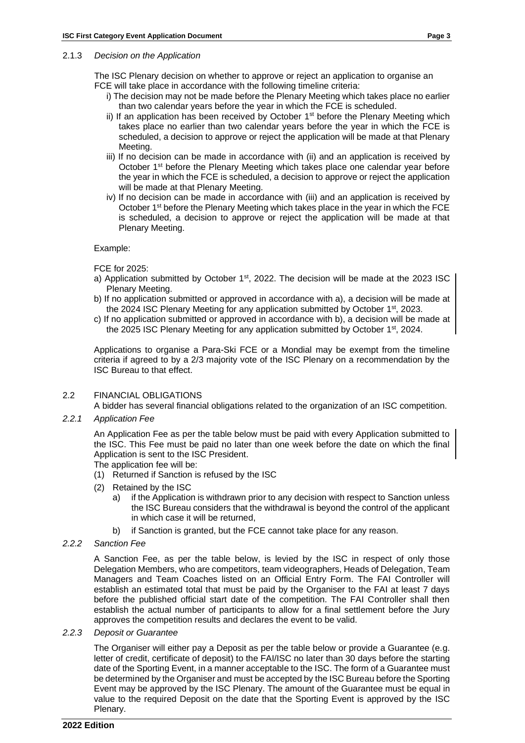#### 2.1.3 *Decision on the Application*

The ISC Plenary decision on whether to approve or reject an application to organise an FCE will take place in accordance with the following timeline criteria:

i) The decision may not be made before the Plenary Meeting which takes place no earlier than two calendar years before the year in which the FCE is scheduled.

ii) If an application has been received by October 1st before the Plenary Meeting which takes place no earlier than two calendar years before the year in which the FCE is scheduled, a decision to approve or reject the application will be made at that Plenary Meeting.

iii) If no decision can be made in accordance with (ii) and an application is received by October 1st before the Plenary Meeting which takes place one calendar year before the year in which the FCE is scheduled, a decision to approve or reject the application will be made at that Plenary Meeting.

iv) If no decision can be made in accordance with (iii) and an application is received by October 1st before the Plenary Meeting which takes place in the year in which the FCE is scheduled, a decision to approve or reject the application will be made at that Plenary Meeting.

Example:

FCE for 2025:

a) Application submitted by October 1st, 2022. The decision will be made at the 2023 ISC Plenary Meeting.

b) If no application submitted or approved in accordance with a), a decision will be made at the 2024 ISC Plenary Meeting for any application submitted by October 1st, 2023.

c) If no application submitted or approved in accordance with b), a decision will be made at the 2025 ISC Plenary Meeting for any application submitted by October 1st, 2024.

Applications to organise a Para-Ski FCE or a Mondial may be exempt from the timeline criteria if agreed to by a 2/3 majority vote of the ISC Plenary on a recommendation by the ISC Bureau to that effect.

### 2.2 FINANCIAL OBLIGATIONS

A bidder has several financial obligations related to the organization of an ISC competition.

#### 2.2.1 *Application Fee*

An Application Fee as per the table below must be paid with every Application submitted to the ISC. This Fee must be paid no later than one week before the date on which the final Application is sent to the ISC President.

The application fee will be:

(1) Returned if Sanction is refused by the ISC

(2) Retained by the ISC

a) if the Application is withdrawn prior to any decision with respect to Sanction unless the ISC Bureau considers that the withdrawal is beyond the control of the applicant in which case it will be returned,

b) if Sanction is granted, but the FCE cannot take place for any reason.

#### 2.2.2 *Sanction Fee*

A Sanction Fee, as per the table below, is levied by the ISC in respect of only those Delegation Members, who are competitors, team videographers, Heads of Delegation, Team Managers and Team Coaches listed on an Official Entry Form. The FAI Controller will establish an estimated total that must be paid by the Organiser to the FAI at least 7 days before the published official start date of the competition. The FAI Controller shall then establish the actual number of participants to allow for a final settlement before the Jury approves the competition results and declares the event to be valid.

#### 2.2.3 *Deposit or Guarantee*

The Organiser will either pay a Deposit as per the table below or provide a Guarantee (e.g. letter of credit, certificate of deposit) to the FAI/ISC no later than 30 days before the starting date of the Sporting Event, in a manner acceptable to the ISC. The form of a Guarantee must be determined by the Organiser and must be accepted by the ISC Bureau before the Sporting Event may be approved by the ISC Plenary. The amount of the Guarantee must be equal in value to the required Deposit on the date that the Sporting Event is approved by the ISC Plenary.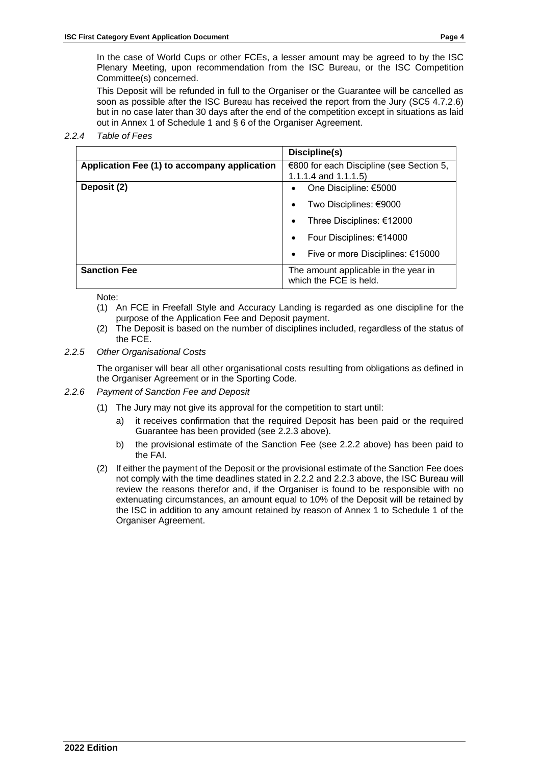In the case of World Cups or other FCEs, a lesser amount may be agreed to by the ISC Plenary Meeting, upon recommendation from the ISC Bureau, or the ISC Competition Committee(s) concerned.

This Deposit will be refunded in full to the Organiser or the Guarantee will be cancelled as soon as possible after the ISC Bureau has received the report from the Jury (SC5 4.7.2.6) but in no case later than 30 days after the end of the competition except in situations as laid out in Annex 1 of Schedule 1 and § 6 of the Organiser Agreement.

*2.2.4 Table of Fees*

| | **Discipline(s)** |
|---|---|
| **Application Fee (1) to accompany application** | €800 for each Discipline (see Section 5, 1.1.1.4 and 1.1.1.5) |
| **Deposit (2)** | • One Discipline: €5000<br>• Two Disciplines: €9000<br>• Three Disciplines: €12000<br>• Four Disciplines: €14000<br>• Five or more Disciplines: €15000 |
| **Sanction Fee** | The amount applicable in the year in which the FCE is held. |

Note:

(1) An FCE in Freefall Style and Accuracy Landing is regarded as one discipline for the purpose of the Application Fee and Deposit payment.

(2) The Deposit is based on the number of disciplines included, regardless of the status of the FCE.

*2.2.5 Other Organisational Costs*

The organiser will bear all other organisational costs resulting from obligations as defined in the Organiser Agreement or in the Sporting Code.

*2.2.6 Payment of Sanction Fee and Deposit*

(1) The Jury may not give its approval for the competition to start until:

a) it receives confirmation that the required Deposit has been paid or the required Guarantee has been provided (see 2.2.3 above).

b) the provisional estimate of the Sanction Fee (see 2.2.2 above) has been paid to the FAI.

(2) If either the payment of the Deposit or the provisional estimate of the Sanction Fee does not comply with the time deadlines stated in 2.2.2 and 2.2.3 above, the ISC Bureau will review the reasons therefor and, if the Organiser is found to be responsible with no extenuating circumstances, an amount equal to 10% of the Deposit will be retained by the ISC in addition to any amount retained by reason of Annex 1 to Schedule 1 of the Organiser Agreement.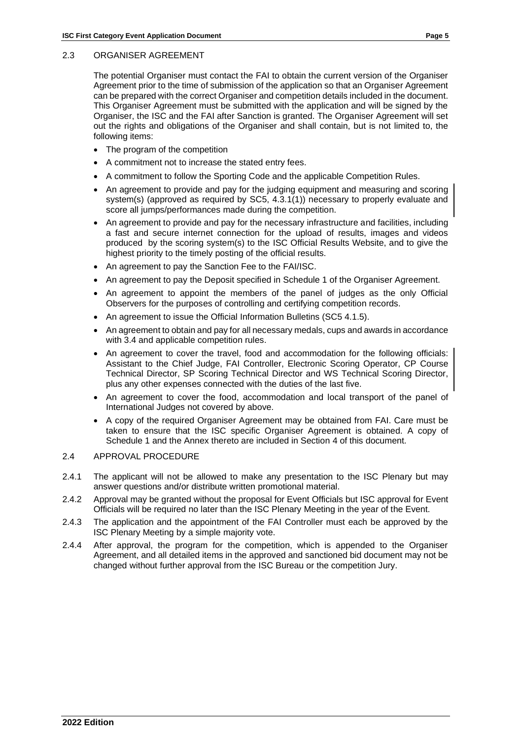## 2.3 ORGANISER AGREEMENT

The potential Organiser must contact the FAI to obtain the current version of the Organiser Agreement prior to the time of submission of the application so that an Organiser Agreement can be prepared with the correct Organiser and competition details included in the document. This Organiser Agreement must be submitted with the application and will be signed by the Organiser, the ISC and the FAI after Sanction is granted. The Organiser Agreement will set out the rights and obligations of the Organiser and shall contain, but is not limited to, the following items:

- The program of the competition
- A commitment not to increase the stated entry fees.
- A commitment to follow the Sporting Code and the applicable Competition Rules.
- An agreement to provide and pay for the judging equipment and measuring and scoring system(s) (approved as required by SC5, 4.3.1(1)) necessary to properly evaluate and score all jumps/performances made during the competition.
- An agreement to provide and pay for the necessary infrastructure and facilities, including a fast and secure internet connection for the upload of results, images and videos produced by the scoring system(s) to the ISC Official Results Website, and to give the highest priority to the timely posting of the official results.
- An agreement to pay the Sanction Fee to the FAI/ISC.
- An agreement to pay the Deposit specified in Schedule 1 of the Organiser Agreement.
- An agreement to appoint the members of the panel of judges as the only Official Observers for the purposes of controlling and certifying competition records.
- An agreement to issue the Official Information Bulletins (SC5 4.1.5).
- An agreement to obtain and pay for all necessary medals, cups and awards in accordance with 3.4 and applicable competition rules.
- An agreement to cover the travel, food and accommodation for the following officials: Assistant to the Chief Judge, FAI Controller, Electronic Scoring Operator, CP Course Technical Director, SP Scoring Technical Director and WS Technical Scoring Director, plus any other expenses connected with the duties of the last five.
- An agreement to cover the food, accommodation and local transport of the panel of International Judges not covered by above.
- A copy of the required Organiser Agreement may be obtained from FAI. Care must be taken to ensure that the ISC specific Organiser Agreement is obtained. A copy of Schedule 1 and the Annex thereto are included in Section 4 of this document.

## 2.4 APPROVAL PROCEDURE

2.4.1 The applicant will not be allowed to make any presentation to the ISC Plenary but may answer questions and/or distribute written promotional material.

2.4.2 Approval may be granted without the proposal for Event Officials but ISC approval for Event Officials will be required no later than the ISC Plenary Meeting in the year of the Event.

2.4.3 The application and the appointment of the FAI Controller must each be approved by the ISC Plenary Meeting by a simple majority vote.

2.4.4 After approval, the program for the competition, which is appended to the Organiser Agreement, and all detailed items in the approved and sanctioned bid document may not be changed without further approval from the ISC Bureau or the competition Jury.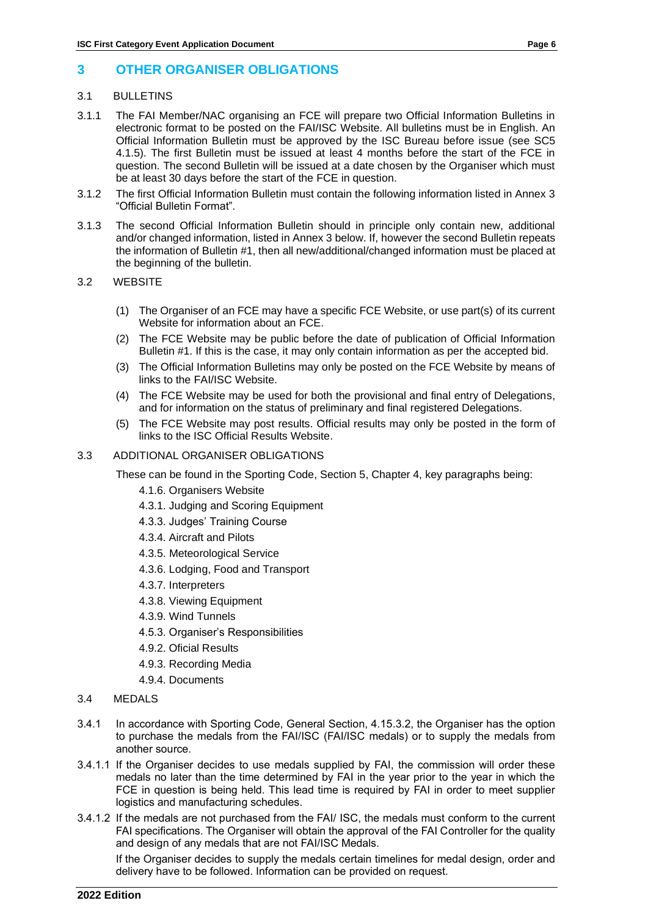# 3 OTHER ORGANISER OBLIGATIONS

## 3.1 BULLETINS

3.1.1 The FAI Member/NAC organising an FCE will prepare two Official Information Bulletins in electronic format to be posted on the FAI/ISC Website. All bulletins must be in English. An Official Information Bulletin must be approved by the ISC Bureau before issue (see SC5 4.1.5). The first Bulletin must be issued at least 4 months before the start of the FCE in question. The second Bulletin will be issued at a date chosen by the Organiser which must be at least 30 days before the start of the FCE in question.

3.1.2 The first Official Information Bulletin must contain the following information listed in Annex 3 "Official Bulletin Format".

3.1.3 The second Official Information Bulletin should in principle only contain new, additional and/or changed information, listed in Annex 3 below. If, however the second Bulletin repeats the information of Bulletin #1, then all new/additional/changed information must be placed at the beginning of the bulletin.

## 3.2 WEBSITE

(1) The Organiser of an FCE may have a specific FCE Website, or use part(s) of its current Website for information about an FCE.

(2) The FCE Website may be public before the date of publication of Official Information Bulletin #1. If this is the case, it may only contain information as per the accepted bid.

(3) The Official Information Bulletins may only be posted on the FCE Website by means of links to the FAI/ISC Website.

(4) The FCE Website may be used for both the provisional and final entry of Delegations, and for information on the status of preliminary and final registered Delegations.

(5) The FCE Website may post results. Official results may only be posted in the form of links to the ISC Official Results Website.

## 3.3 ADDITIONAL ORGANISER OBLIGATIONS

These can be found in the Sporting Code, Section 5, Chapter 4, key paragraphs being:

- 4.1.6. Organisers Website
- 4.3.1. Judging and Scoring Equipment
- 4.3.3. Judges' Training Course
- 4.3.4. Aircraft and Pilots
- 4.3.5. Meteorological Service
- 4.3.6. Lodging, Food and Transport
- 4.3.7. Interpreters
- 4.3.8. Viewing Equipment
- 4.3.9. Wind Tunnels
- 4.5.3. Organiser's Responsibilities
- 4.9.2. Oficial Results
- 4.9.3. Recording Media
- 4.9.4. Documents

## 3.4 MEDALS

3.4.1 In accordance with Sporting Code, General Section, 4.15.3.2, the Organiser has the option to purchase the medals from the FAI/ISC (FAI/ISC medals) or to supply the medals from another source.

3.4.1.1 If the Organiser decides to use medals supplied by FAI, the commission will order these medals no later than the time determined by FAI in the year prior to the year in which the FCE in question is being held. This lead time is required by FAI in order to meet supplier logistics and manufacturing schedules.

3.4.1.2 If the medals are not purchased from the FAI/ ISC, the medals must conform to the current FAI specifications. The Organiser will obtain the approval of the FAI Controller for the quality and design of any medals that are not FAI/ISC Medals.

If the Organiser decides to supply the medals certain timelines for medal design, order and delivery have to be followed. Information can be provided on request.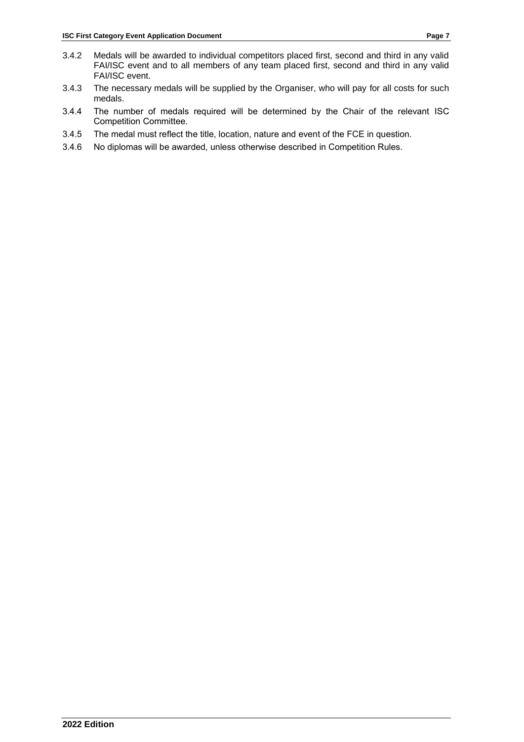3.4.2 Medals will be awarded to individual competitors placed first, second and third in any valid FAI/ISC event and to all members of any team placed first, second and third in any valid FAI/ISC event.

3.4.3 The necessary medals will be supplied by the Organiser, who will pay for all costs for such medals.

3.4.4 The number of medals required will be determined by the Chair of the relevant ISC Competition Committee.

3.4.5 The medal must reflect the title, location, nature and event of the FCE in question.

3.4.6 No diplomas will be awarded, unless otherwise described in Competition Rules.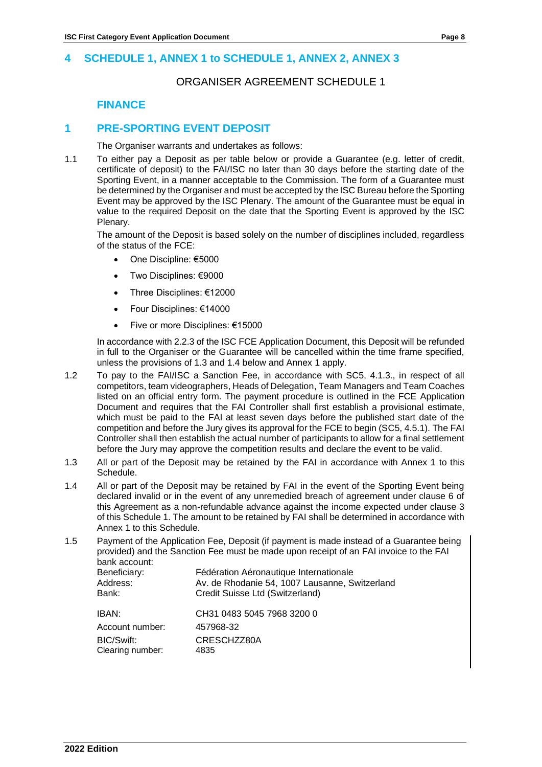# 4 SCHEDULE 1, ANNEX 1 to SCHEDULE 1, ANNEX 2, ANNEX 3

ORGANISER AGREEMENT SCHEDULE 1

## FINANCE

## 1 PRE-SPORTING EVENT DEPOSIT

The Organiser warrants and undertakes as follows:

1.1 To either pay a Deposit as per table below or provide a Guarantee (e.g. letter of credit, certificate of deposit) to the FAI/ISC no later than 30 days before the starting date of the Sporting Event, in a manner acceptable to the Commission. The form of a Guarantee must be determined by the Organiser and must be accepted by the ISC Bureau before the Sporting Event may be approved by the ISC Plenary. The amount of the Guarantee must be equal in value to the required Deposit on the date that the Sporting Event is approved by the ISC Plenary.

The amount of the Deposit is based solely on the number of disciplines included, regardless of the status of the FCE:

- One Discipline: €5000
- Two Disciplines: €9000
- Three Disciplines: €12000
- Four Disciplines: €14000
- Five or more Disciplines: €15000

In accordance with 2.2.3 of the ISC FCE Application Document, this Deposit will be refunded in full to the Organiser or the Guarantee will be cancelled within the time frame specified, unless the provisions of 1.3 and 1.4 below and Annex 1 apply.

1.2 To pay to the FAI/ISC a Sanction Fee, in accordance with SC5, 4.1.3., in respect of all competitors, team videographers, Heads of Delegation, Team Managers and Team Coaches listed on an official entry form. The payment procedure is outlined in the FCE Application Document and requires that the FAI Controller shall first establish a provisional estimate, which must be paid to the FAI at least seven days before the published start date of the competition and before the Jury gives its approval for the FCE to begin (SC5, 4.5.1). The FAI Controller shall then establish the actual number of participants to allow for a final settlement before the Jury may approve the competition results and declare the event to be valid.

1.3 All or part of the Deposit may be retained by the FAI in accordance with Annex 1 to this Schedule.

1.4 All or part of the Deposit may be retained by FAI in the event of the Sporting Event being declared invalid or in the event of any unremedied breach of agreement under clause 6 of this Agreement as a non-refundable advance against the income expected under clause 3 of this Schedule 1. The amount to be retained by FAI shall be determined in accordance with Annex 1 to this Schedule.

1.5 Payment of the Application Fee, Deposit (if payment is made instead of a Guarantee being provided) and the Sanction Fee must be made upon receipt of an FAI invoice to the FAI bank account:

| | |
|---|---|
| Beneficiary: | Fédération Aéronautique Internationale |
| Address: | Av. de Rhodanie 54, 1007 Lausanne, Switzerland |
| Bank: | Credit Suisse Ltd (Switzerland) |
| IBAN: | CH31 0483 5045 7968 3200 0 |
| Account number: | 457968-32 |
| BIC/Swift: | CRESCHZZ80A |
| Clearing number: | 4835 |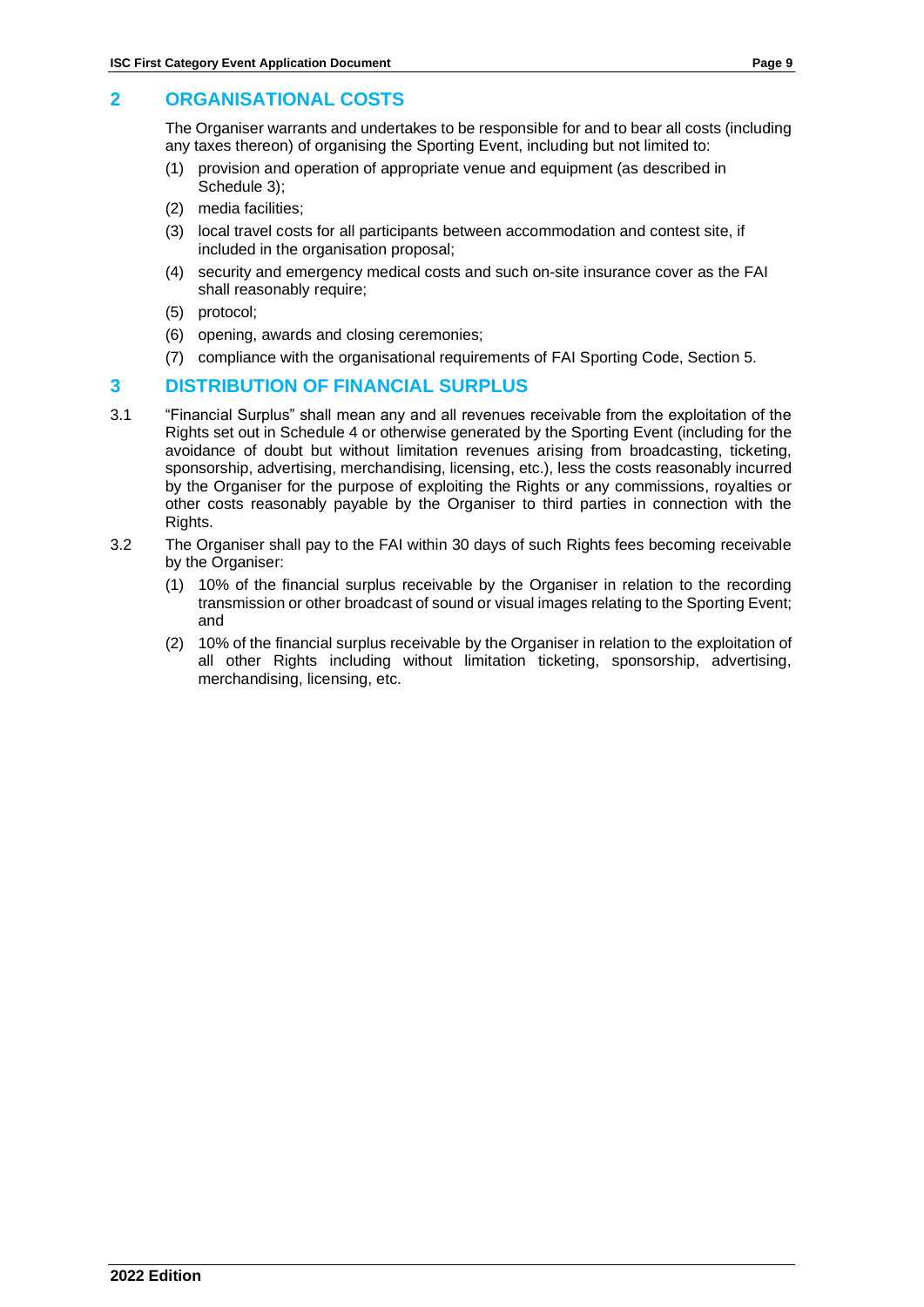## 2 ORGANISATIONAL COSTS

The Organiser warrants and undertakes to be responsible for and to bear all costs (including any taxes thereon) of organising the Sporting Event, including but not limited to:

(1) provision and operation of appropriate venue and equipment (as described in Schedule 3);

(2) media facilities;

(3) local travel costs for all participants between accommodation and contest site, if included in the organisation proposal;

(4) security and emergency medical costs and such on-site insurance cover as the FAI shall reasonably require;

(5) protocol;

(6) opening, awards and closing ceremonies;

(7) compliance with the organisational requirements of FAI Sporting Code, Section 5.

## 3 DISTRIBUTION OF FINANCIAL SURPLUS

3.1 "Financial Surplus" shall mean any and all revenues receivable from the exploitation of the Rights set out in Schedule 4 or otherwise generated by the Sporting Event (including for the avoidance of doubt but without limitation revenues arising from broadcasting, ticketing, sponsorship, advertising, merchandising, licensing, etc.), less the costs reasonably incurred by the Organiser for the purpose of exploiting the Rights or any commissions, royalties or other costs reasonably payable by the Organiser to third parties in connection with the Rights.

3.2 The Organiser shall pay to the FAI within 30 days of such Rights fees becoming receivable by the Organiser:

(1) 10% of the financial surplus receivable by the Organiser in relation to the recording transmission or other broadcast of sound or visual images relating to the Sporting Event; and

(2) 10% of the financial surplus receivable by the Organiser in relation to the exploitation of all other Rights including without limitation ticketing, sponsorship, advertising, merchandising, licensing, etc.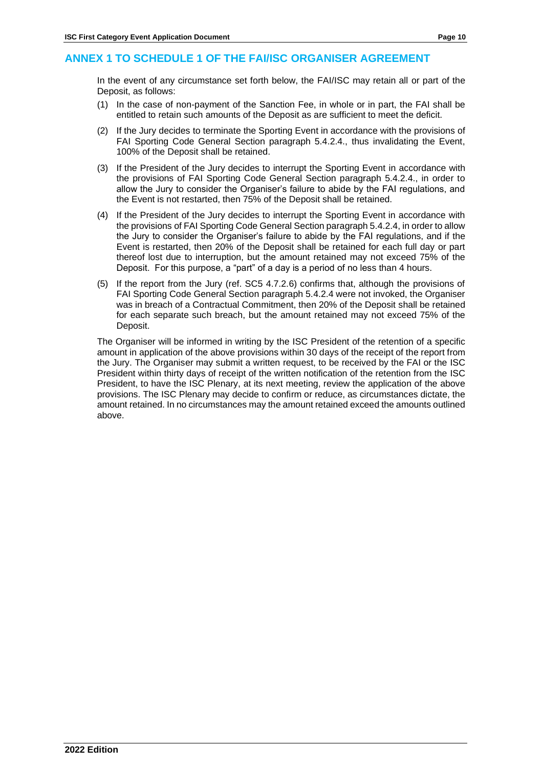## ANNEX 1 TO SCHEDULE 1 OF THE FAI/ISC ORGANISER AGREEMENT

In the event of any circumstance set forth below, the FAI/ISC may retain all or part of the Deposit, as follows:

(1) In the case of non-payment of the Sanction Fee, in whole or in part, the FAI shall be entitled to retain such amounts of the Deposit as are sufficient to meet the deficit.

(2) If the Jury decides to terminate the Sporting Event in accordance with the provisions of FAI Sporting Code General Section paragraph 5.4.2.4., thus invalidating the Event, 100% of the Deposit shall be retained.

(3) If the President of the Jury decides to interrupt the Sporting Event in accordance with the provisions of FAI Sporting Code General Section paragraph 5.4.2.4., in order to allow the Jury to consider the Organiser's failure to abide by the FAI regulations, and the Event is not restarted, then 75% of the Deposit shall be retained.

(4) If the President of the Jury decides to interrupt the Sporting Event in accordance with the provisions of FAI Sporting Code General Section paragraph 5.4.2.4, in order to allow the Jury to consider the Organiser's failure to abide by the FAI regulations, and if the Event is restarted, then 20% of the Deposit shall be retained for each full day or part thereof lost due to interruption, but the amount retained may not exceed 75% of the Deposit. For this purpose, a "part" of a day is a period of no less than 4 hours.

(5) If the report from the Jury (ref. SC5 4.7.2.6) confirms that, although the provisions of FAI Sporting Code General Section paragraph 5.4.2.4 were not invoked, the Organiser was in breach of a Contractual Commitment, then 20% of the Deposit shall be retained for each separate such breach, but the amount retained may not exceed 75% of the Deposit.

The Organiser will be informed in writing by the ISC President of the retention of a specific amount in application of the above provisions within 30 days of the receipt of the report from the Jury. The Organiser may submit a written request, to be received by the FAI or the ISC President within thirty days of receipt of the written notification of the retention from the ISC President, to have the ISC Plenary, at its next meeting, review the application of the above provisions. The ISC Plenary may decide to confirm or reduce, as circumstances dictate, the amount retained. In no circumstances may the amount retained exceed the amounts outlined above.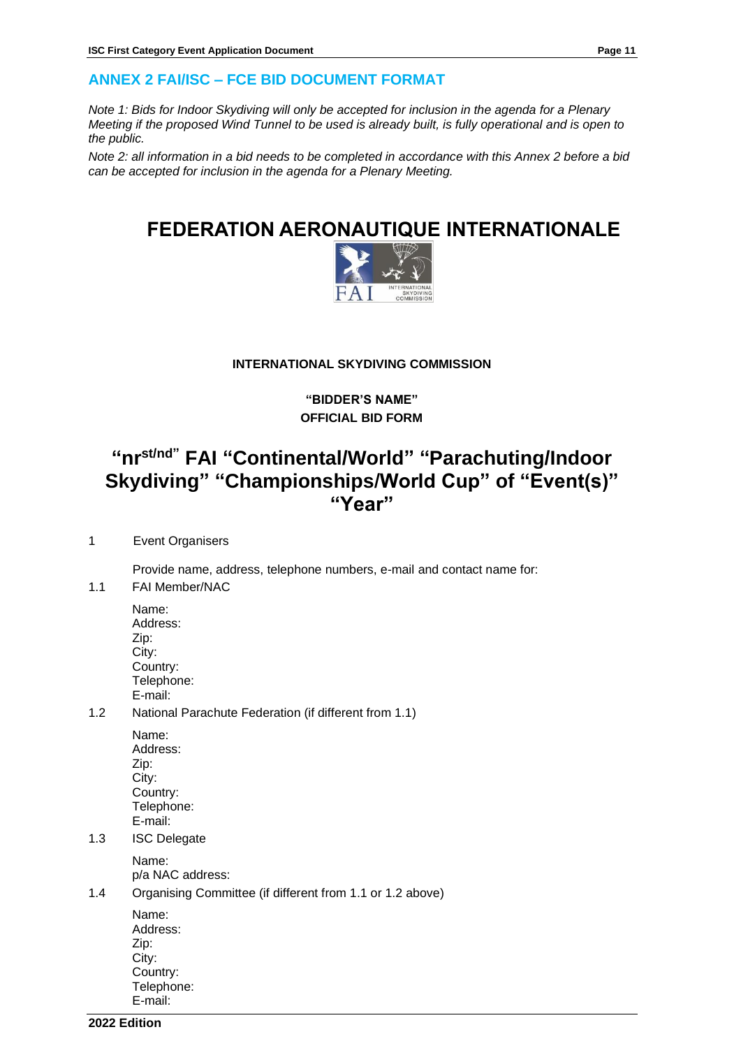## ANNEX 2 FAI/ISC – FCE BID DOCUMENT FORMAT

*Note 1: Bids for Indoor Skydiving will only be accepted for inclusion in the agenda for a Plenary Meeting if the proposed Wind Tunnel to be used is already built, is fully operational and is open to the public.*

*Note 2: all information in a bid needs to be completed in accordance with this Annex 2 before a bid can be accepted for inclusion in the agenda for a Plenary Meeting.*

# FEDERATION AERONAUTIQUE INTERNATIONALE

**INTERNATIONAL SKYDIVING COMMISSION**

**"BIDDER'S NAME"**
**OFFICIAL BID FORM**

# "nr$^{st/nd}$" FAI "Continental/World" "Parachuting/Indoor Skydiving" "Championships/World Cup" of "Event(s)" "Year"

1 Event Organisers

Provide name, address, telephone numbers, e-mail and contact name for:

1.1 FAI Member/NAC

Name:
Address:
Zip:
City:
Country:
Telephone:
E-mail:

1.2 National Parachute Federation (if different from 1.1)

Name:
Address:
Zip:
City:
Country:
Telephone:
E-mail:

1.3 ISC Delegate

Name:
p/a NAC address:

1.4 Organising Committee (if different from 1.1 or 1.2 above)

Name:
Address:
Zip:
City:
Country:
Telephone:
E-mail: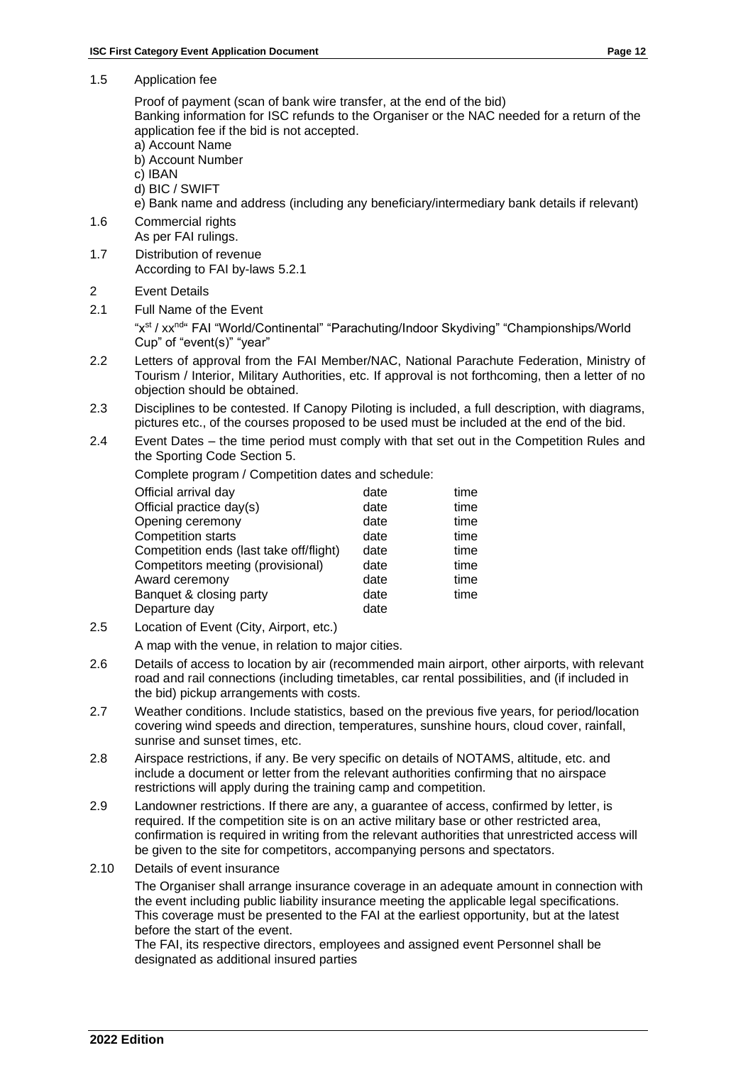1.5 Application fee

Proof of payment (scan of bank wire transfer, at the end of the bid)
Banking information for ISC refunds to the Organiser or the NAC needed for a return of the application fee if the bid is not accepted.

a) Account Name
b) Account Number
c) IBAN
d) BIC / SWIFT
e) Bank name and address (including any beneficiary/intermediary bank details if relevant)

1.6 Commercial rights
As per FAI rulings.

1.7 Distribution of revenue
According to FAI by-laws 5.2.1

2 Event Details

2.1 Full Name of the Event

"x$^{st}$ / xx$^{nd}$" FAI "World/Continental" "Parachuting/Indoor Skydiving" "Championships/World Cup" of "event(s)" "year"

2.2 Letters of approval from the FAI Member/NAC, National Parachute Federation, Ministry of Tourism / Interior, Military Authorities, etc. If approval is not forthcoming, then a letter of no objection should be obtained.

2.3 Disciplines to be contested. If Canopy Piloting is included, a full description, with diagrams, pictures etc., of the courses proposed to be used must be included at the end of the bid.

2.4 Event Dates – the time period must comply with that set out in the Competition Rules and the Sporting Code Section 5.

Complete program / Competition dates and schedule:

| | | |
|---|---|---|
| Official arrival day | date | time |
| Official practice day(s) | date | time |
| Opening ceremony | date | time |
| Competition starts | date | time |
| Competition ends (last take off/flight) | date | time |
| Competitors meeting (provisional) | date | time |
| Award ceremony | date | time |
| Banquet & closing party | date | time |
| Departure day | date | |

2.5 Location of Event (City, Airport, etc.)

A map with the venue, in relation to major cities.

2.6 Details of access to location by air (recommended main airport, other airports, with relevant road and rail connections (including timetables, car rental possibilities, and (if included in the bid) pickup arrangements with costs.

2.7 Weather conditions. Include statistics, based on the previous five years, for period/location covering wind speeds and direction, temperatures, sunshine hours, cloud cover, rainfall, sunrise and sunset times, etc.

2.8 Airspace restrictions, if any. Be very specific on details of NOTAMS, altitude, etc. and include a document or letter from the relevant authorities confirming that no airspace restrictions will apply during the training camp and competition.

2.9 Landowner restrictions. If there are any, a guarantee of access, confirmed by letter, is required. If the competition site is on an active military base or other restricted area, confirmation is required in writing from the relevant authorities that unrestricted access will be given to the site for competitors, accompanying persons and spectators.

2.10 Details of event insurance

The Organiser shall arrange insurance coverage in an adequate amount in connection with the event including public liability insurance meeting the applicable legal specifications. This coverage must be presented to the FAI at the earliest opportunity, but at the latest before the start of the event.
The FAI, its respective directors, employees and assigned event Personnel shall be designated as additional insured parties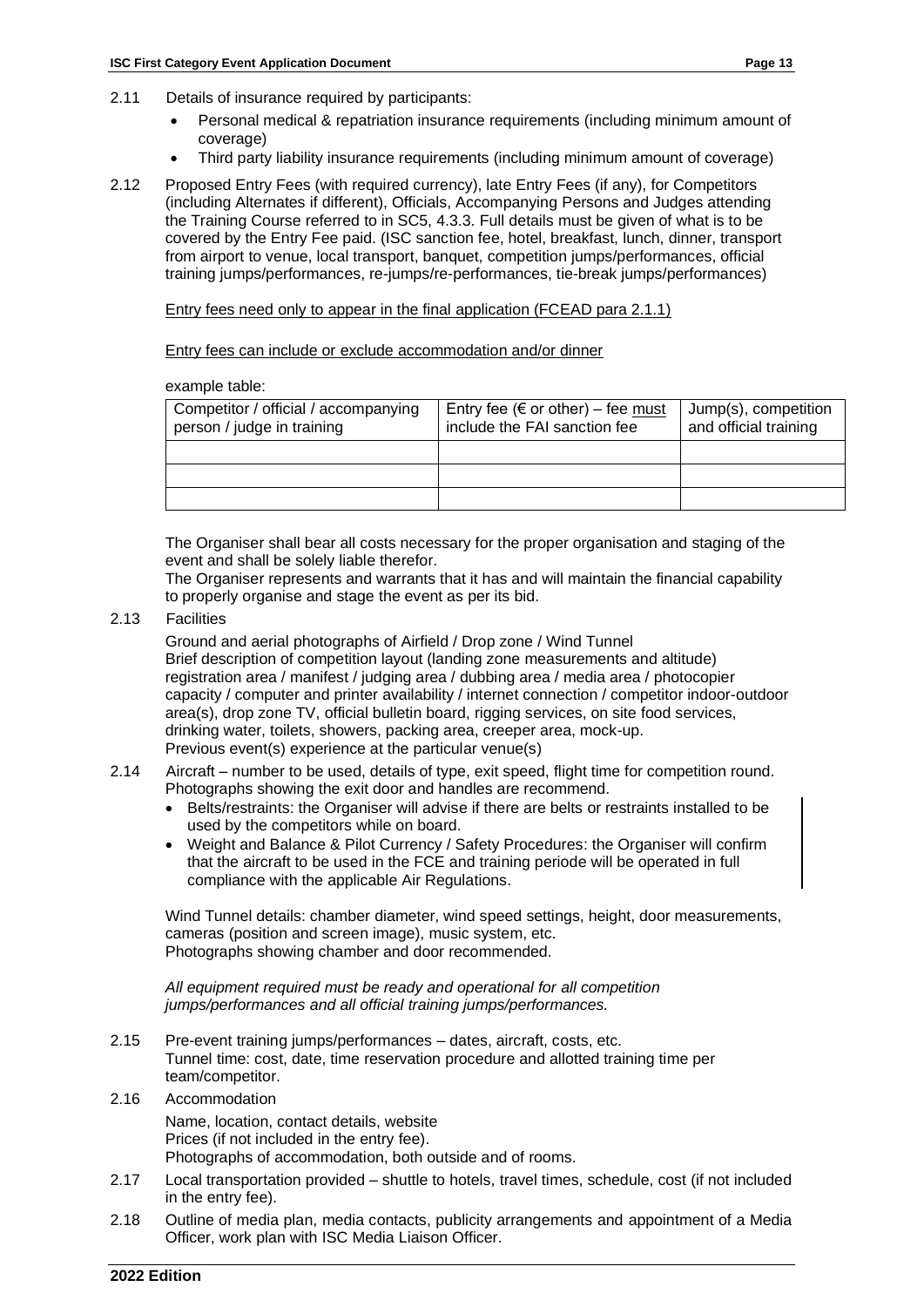2.11 Details of insurance required by participants:

- Personal medical & repatriation insurance requirements (including minimum amount of coverage)
- Third party liability insurance requirements (including minimum amount of coverage)

2.12 Proposed Entry Fees (with required currency), late Entry Fees (if any), for Competitors (including Alternates if different), Officials, Accompanying Persons and Judges attending the Training Course referred to in SC5, 4.3.3. Full details must be given of what is to be covered by the Entry Fee paid. (ISC sanction fee, hotel, breakfast, lunch, dinner, transport from airport to venue, local transport, banquet, competition jumps/performances, official training jumps/performances, re-jumps/re-performances, tie-break jumps/performances)

<u>Entry fees need only to appear in the final application (FCEAD para 2.1.1)</u>

<u>Entry fees can include or exclude accommodation and/or dinner</u>

example table:

| Competitor / official / accompanying person / judge in training | Entry fee (€ or other) – fee <u>must</u> include the FAI sanction fee | Jump(s), competition and official training |
|---|---|---|
| | | |
| | | |
| | | |

The Organiser shall bear all costs necessary for the proper organisation and staging of the event and shall be solely liable therefor.

The Organiser represents and warrants that it has and will maintain the financial capability to properly organise and stage the event as per its bid.

2.13 Facilities

Ground and aerial photographs of Airfield / Drop zone / Wind Tunnel
Brief description of competition layout (landing zone measurements and altitude) registration area / manifest / judging area / dubbing area / media area / photocopier capacity / computer and printer availability / internet connection / competitor indoor-outdoor area(s), drop zone TV, official bulletin board, rigging services, on site food services, drinking water, toilets, showers, packing area, creeper area, mock-up.
Previous event(s) experience at the particular venue(s)

2.14 Aircraft – number to be used, details of type, exit speed, flight time for competition round. Photographs showing the exit door and handles are recommend.

- Belts/restraints: the Organiser will advise if there are belts or restraints installed to be used by the competitors while on board.
- Weight and Balance & Pilot Currency / Safety Procedures: the Organiser will confirm that the aircraft to be used in the FCE and training periode will be operated in full compliance with the applicable Air Regulations.

Wind Tunnel details: chamber diameter, wind speed settings, height, door measurements, cameras (position and screen image), music system, etc.
Photographs showing chamber and door recommended.

*All equipment required must be ready and operational for all competition jumps/performances and all official training jumps/performances.*

2.15 Pre-event training jumps/performances – dates, aircraft, costs, etc.
Tunnel time: cost, date, time reservation procedure and allotted training time per team/competitor.

2.16 Accommodation

Name, location, contact details, website
Prices (if not included in the entry fee).
Photographs of accommodation, both outside and of rooms.

2.17 Local transportation provided – shuttle to hotels, travel times, schedule, cost (if not included in the entry fee).

2.18 Outline of media plan, media contacts, publicity arrangements and appointment of a Media Officer, work plan with ISC Media Liaison Officer.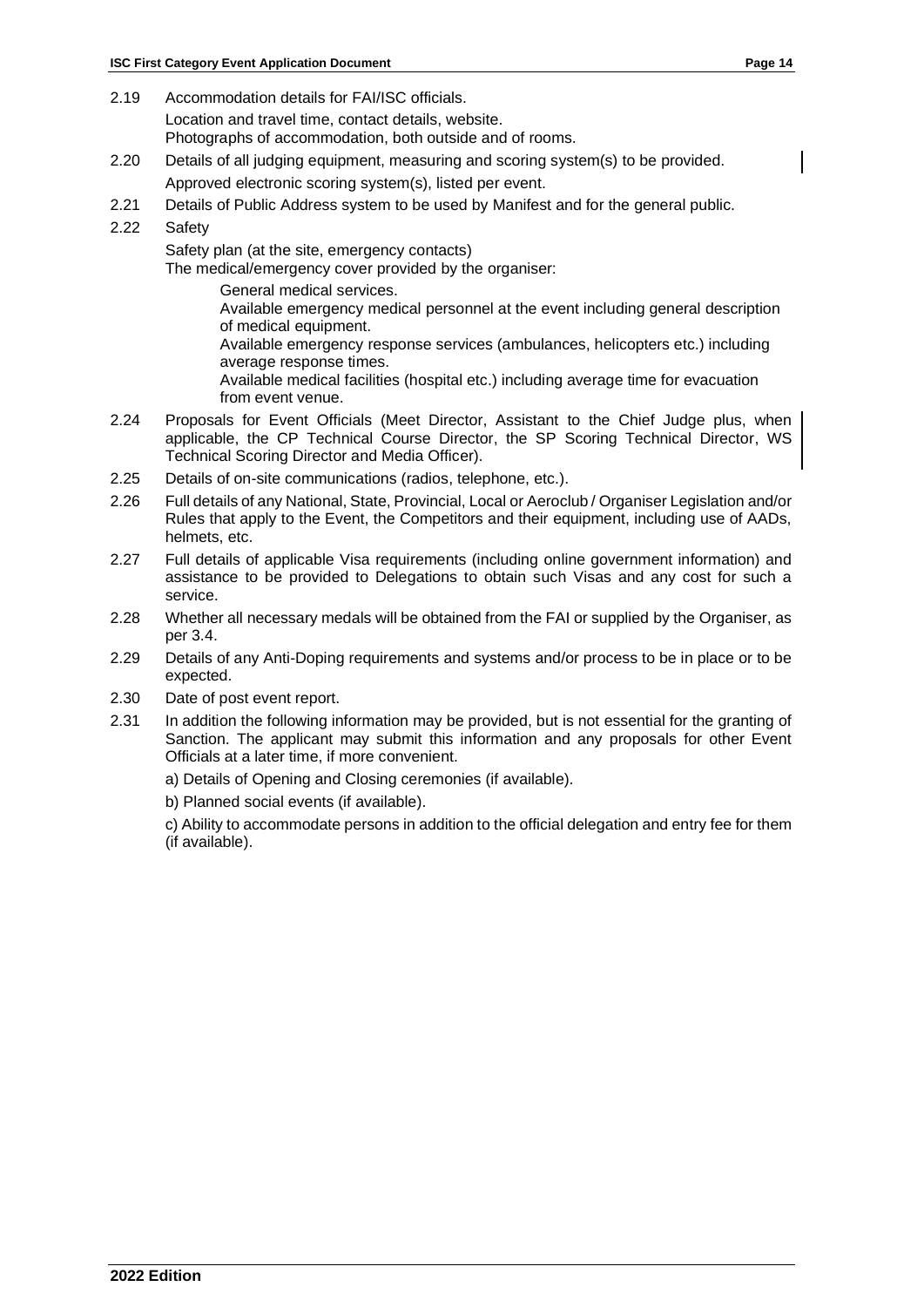2.19 Accommodation details for FAI/ISC officials.

Location and travel time, contact details, website.
Photographs of accommodation, both outside and of rooms.

2.20 Details of all judging equipment, measuring and scoring system(s) to be provided.

Approved electronic scoring system(s), listed per event.

2.21 Details of Public Address system to be used by Manifest and for the general public.

2.22 Safety

Safety plan (at the site, emergency contacts)
The medical/emergency cover provided by the organiser:

General medical services.
Available emergency medical personnel at the event including general description of medical equipment.
Available emergency response services (ambulances, helicopters etc.) including average response times.
Available medical facilities (hospital etc.) including average time for evacuation from event venue.

2.24 Proposals for Event Officials (Meet Director, Assistant to the Chief Judge plus, when applicable, the CP Technical Course Director, the SP Scoring Technical Director, WS Technical Scoring Director and Media Officer).

2.25 Details of on-site communications (radios, telephone, etc.).

2.26 Full details of any National, State, Provincial, Local or Aeroclub / Organiser Legislation and/or Rules that apply to the Event, the Competitors and their equipment, including use of AADs, helmets, etc.

2.27 Full details of applicable Visa requirements (including online government information) and assistance to be provided to Delegations to obtain such Visas and any cost for such a service.

2.28 Whether all necessary medals will be obtained from the FAI or supplied by the Organiser, as per 3.4.

2.29 Details of any Anti-Doping requirements and systems and/or process to be in place or to be expected.

2.30 Date of post event report.

2.31 In addition the following information may be provided, but is not essential for the granting of Sanction. The applicant may submit this information and any proposals for other Event Officials at a later time, if more convenient.

a) Details of Opening and Closing ceremonies (if available).

b) Planned social events (if available).

c) Ability to accommodate persons in addition to the official delegation and entry fee for them (if available).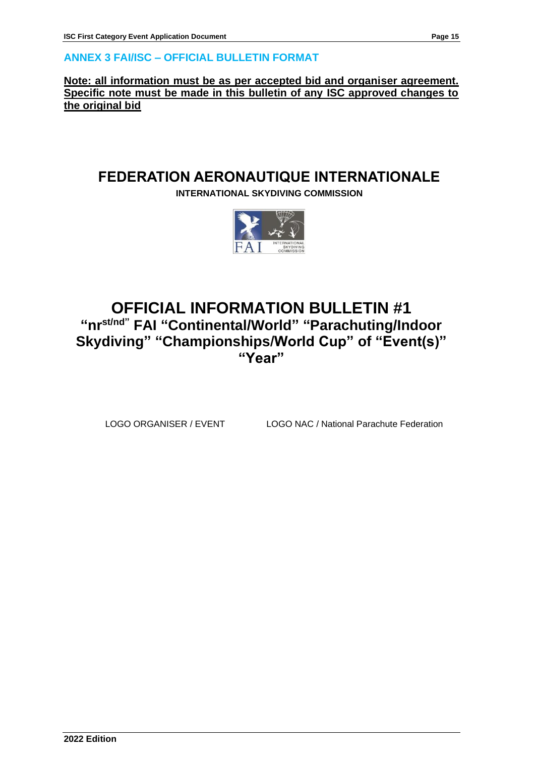## ANNEX 3 FAI/ISC – OFFICIAL BULLETIN FORMAT

**Note: all information must be as per accepted bid and organiser agreement. Specific note must be made in this bulletin of any ISC approved changes to the original bid**

# FEDERATION AERONAUTIQUE INTERNATIONALE

**INTERNATIONAL SKYDIVING COMMISSION**

# OFFICIAL INFORMATION BULLETIN #1

## "nr$^{st/nd}$" FAI "Continental/World" "Parachuting/Indoor Skydiving" "Championships/World Cup" of "Event(s)" "Year"

LOGO ORGANISER / EVENT

LOGO NAC / National Parachute Federation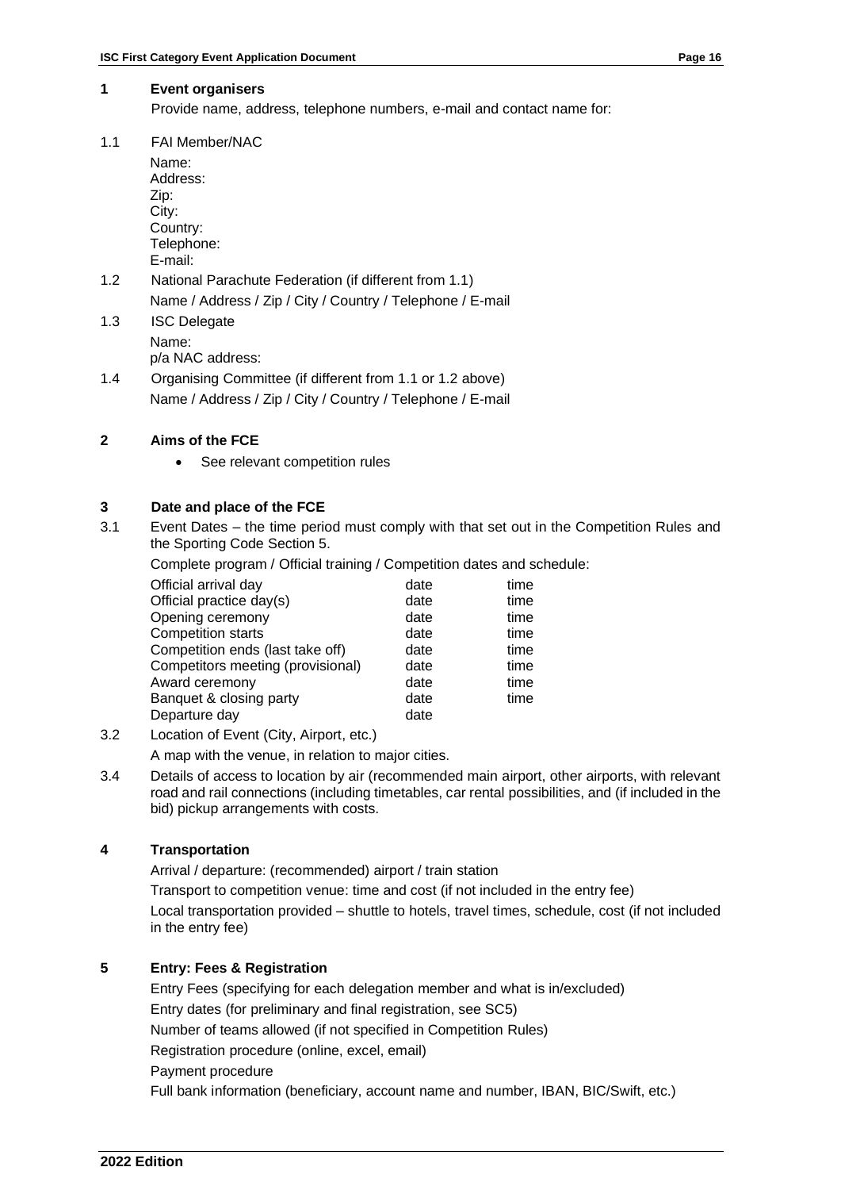## 1 Event organisers

Provide name, address, telephone numbers, e-mail and contact name for:

1.1 FAI Member/NAC

Name:
Address:
Zip:
City:
Country:
Telephone:
E-mail:

1.2 National Parachute Federation (if different from 1.1)

Name / Address / Zip / City / Country / Telephone / E-mail

1.3 ISC Delegate

Name:
p/a NAC address:

1.4 Organising Committee (if different from 1.1 or 1.2 above)

Name / Address / Zip / City / Country / Telephone / E-mail

## 2 Aims of the FCE

- See relevant competition rules

## 3 Date and place of the FCE

3.1 Event Dates – the time period must comply with that set out in the Competition Rules and the Sporting Code Section 5.

Complete program / Official training / Competition dates and schedule:

| | | |
|---|---|---|
| Official arrival day | date | time |
| Official practice day(s) | date | time |
| Opening ceremony | date | time |
| Competition starts | date | time |
| Competition ends (last take off) | date | time |
| Competitors meeting (provisional) | date | time |
| Award ceremony | date | time |
| Banquet & closing party | date | time |
| Departure day | date | |

3.2 Location of Event (City, Airport, etc.)

A map with the venue, in relation to major cities.

3.4 Details of access to location by air (recommended main airport, other airports, with relevant road and rail connections (including timetables, car rental possibilities, and (if included in the bid) pickup arrangements with costs.

## 4 Transportation

Arrival / departure: (recommended) airport / train station

Transport to competition venue: time and cost (if not included in the entry fee)

Local transportation provided – shuttle to hotels, travel times, schedule, cost (if not included in the entry fee)

## 5 Entry: Fees & Registration

Entry Fees (specifying for each delegation member and what is in/excluded)

Entry dates (for preliminary and final registration, see SC5)

Number of teams allowed (if not specified in Competition Rules)

Registration procedure (online, excel, email)

Payment procedure

Full bank information (beneficiary, account name and number, IBAN, BIC/Swift, etc.)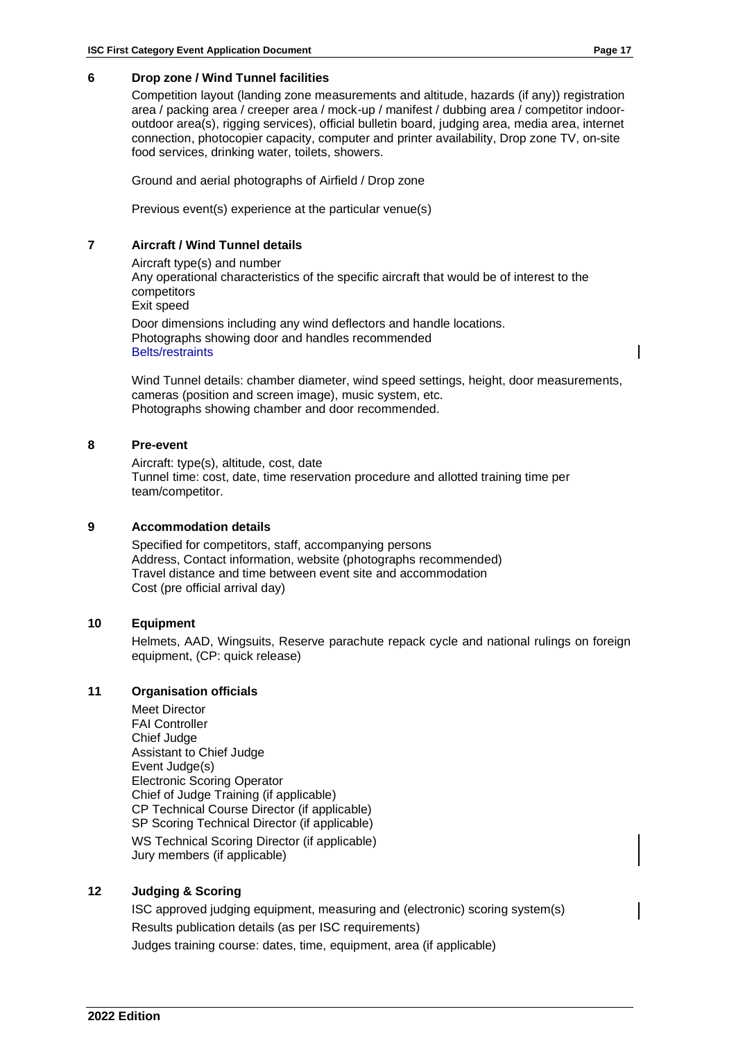## 6 Drop zone / Wind Tunnel facilities

Competition layout (landing zone measurements and altitude, hazards (if any)) registration area / packing area / creeper area / mock-up / manifest / dubbing area / competitor indoor-outdoor area(s), rigging services), official bulletin board, judging area, media area, internet connection, photocopier capacity, computer and printer availability, Drop zone TV, on-site food services, drinking water, toilets, showers.

Ground and aerial photographs of Airfield / Drop zone

Previous event(s) experience at the particular venue(s)

## 7 Aircraft / Wind Tunnel details

Aircraft type(s) and number
Any operational characteristics of the specific aircraft that would be of interest to the competitors
Exit speed

Door dimensions including any wind deflectors and handle locations.
Photographs showing door and handles recommended
Belts/restraints

Wind Tunnel details: chamber diameter, wind speed settings, height, door measurements, cameras (position and screen image), music system, etc.
Photographs showing chamber and door recommended.

## 8 Pre-event

Aircraft: type(s), altitude, cost, date
Tunnel time: cost, date, time reservation procedure and allotted training time per team/competitor.

## 9 Accommodation details

Specified for competitors, staff, accompanying persons
Address, Contact information, website (photographs recommended)
Travel distance and time between event site and accommodation
Cost (pre official arrival day)

## 10 Equipment

Helmets, AAD, Wingsuits, Reserve parachute repack cycle and national rulings on foreign equipment, (CP: quick release)

## 11 Organisation officials

Meet Director
FAI Controller
Chief Judge
Assistant to Chief Judge
Event Judge(s)
Electronic Scoring Operator
Chief of Judge Training (if applicable)
CP Technical Course Director (if applicable)
SP Scoring Technical Director (if applicable)
WS Technical Scoring Director (if applicable)
Jury members (if applicable)

## 12 Judging & Scoring

ISC approved judging equipment, measuring and (electronic) scoring system(s)

Results publication details (as per ISC requirements)

Judges training course: dates, time, equipment, area (if applicable)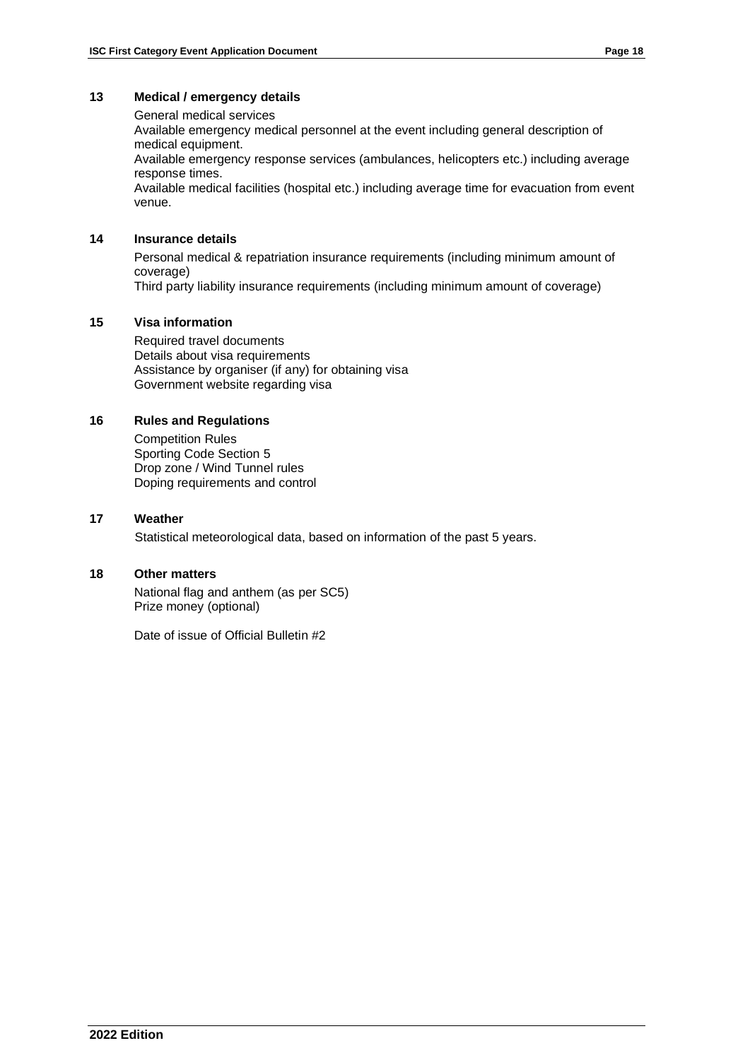## 13 Medical / emergency details

General medical services
Available emergency medical personnel at the event including general description of medical equipment.
Available emergency response services (ambulances, helicopters etc.) including average response times.
Available medical facilities (hospital etc.) including average time for evacuation from event venue.

## 14 Insurance details

Personal medical & repatriation insurance requirements (including minimum amount of coverage)
Third party liability insurance requirements (including minimum amount of coverage)

## 15 Visa information

Required travel documents
Details about visa requirements
Assistance by organiser (if any) for obtaining visa
Government website regarding visa

## 16 Rules and Regulations

Competition Rules
Sporting Code Section 5
Drop zone / Wind Tunnel rules
Doping requirements and control

## 17 Weather

Statistical meteorological data, based on information of the past 5 years.

## 18 Other matters

National flag and anthem (as per SC5)
Prize money (optional)

Date of issue of Official Bulletin #2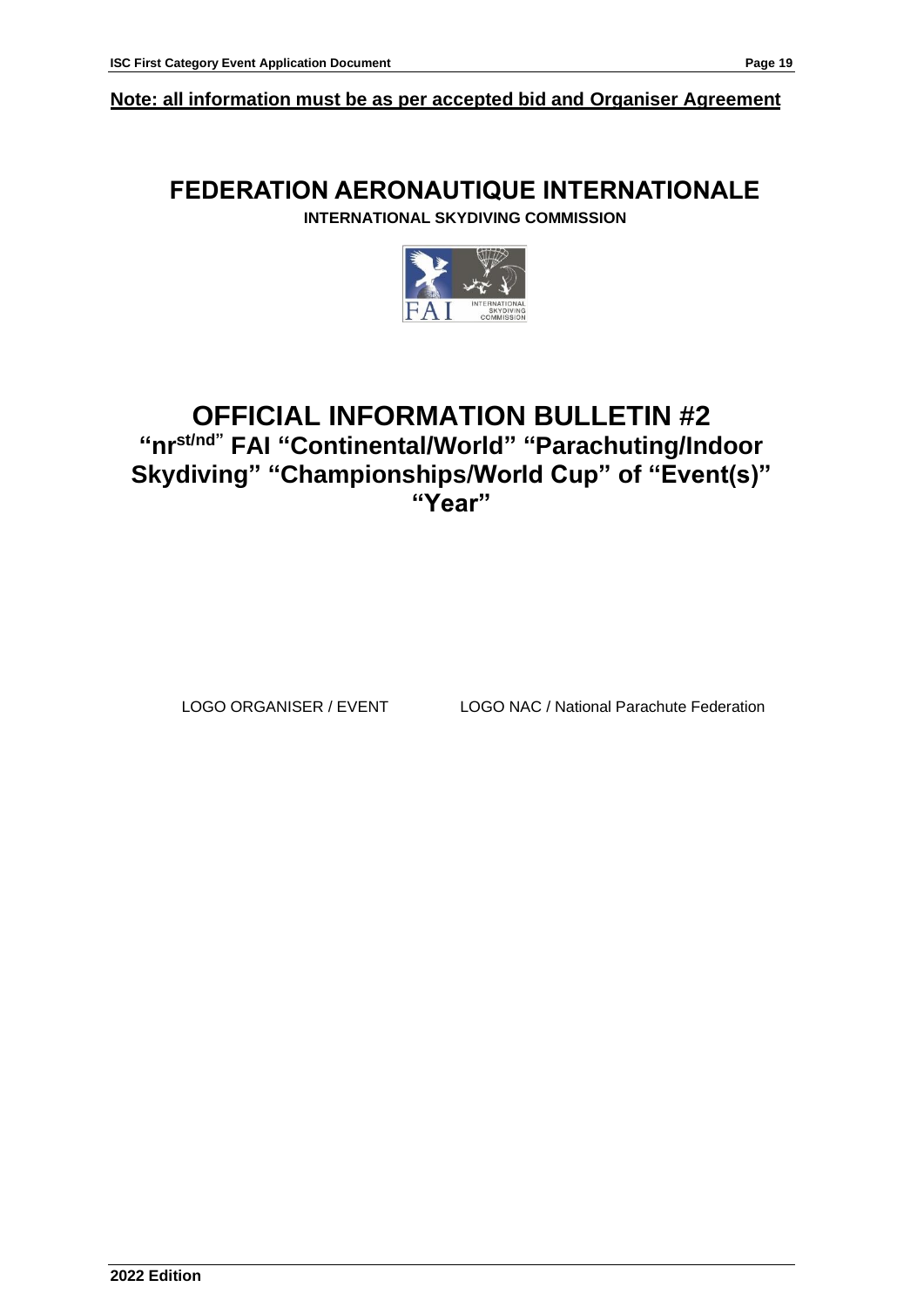**Note: all information must be as per accepted bid and Organiser Agreement**

# FEDERATION AERONAUTIQUE INTERNATIONALE

**INTERNATIONAL SKYDIVING COMMISSION**

# OFFICIAL INFORMATION BULLETIN #2

## "nr[st/nd]" FAI "Continental/World" "Parachuting/Indoor Skydiving" "Championships/World Cup" of "Event(s)" "Year"

LOGO ORGANISER / EVENT LOGO NAC / National Parachute Federation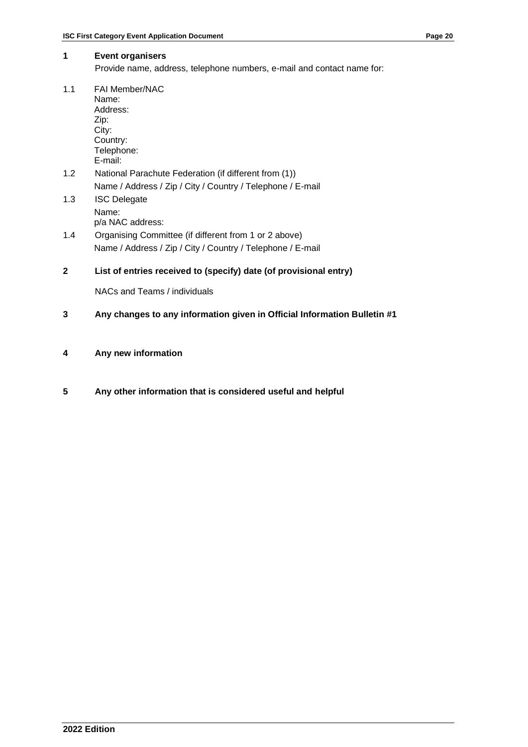## 1 Event organisers

Provide name, address, telephone numbers, e-mail and contact name for:

1.1 FAI Member/NAC
Name:
Address:
Zip:
City:
Country:
Telephone:
E-mail:

1.2 National Parachute Federation (if different from (1))
Name / Address / Zip / City / Country / Telephone / E-mail

1.3 ISC Delegate
Name:
p/a NAC address:

1.4 Organising Committee (if different from 1 or 2 above)
Name / Address / Zip / City / Country / Telephone / E-mail

## 2 List of entries received to (specify) date (of provisional entry)

NACs and Teams / individuals

## 3 Any changes to any information given in Official Information Bulletin #1

## 4 Any new information

## 5 Any other information that is considered useful and helpful